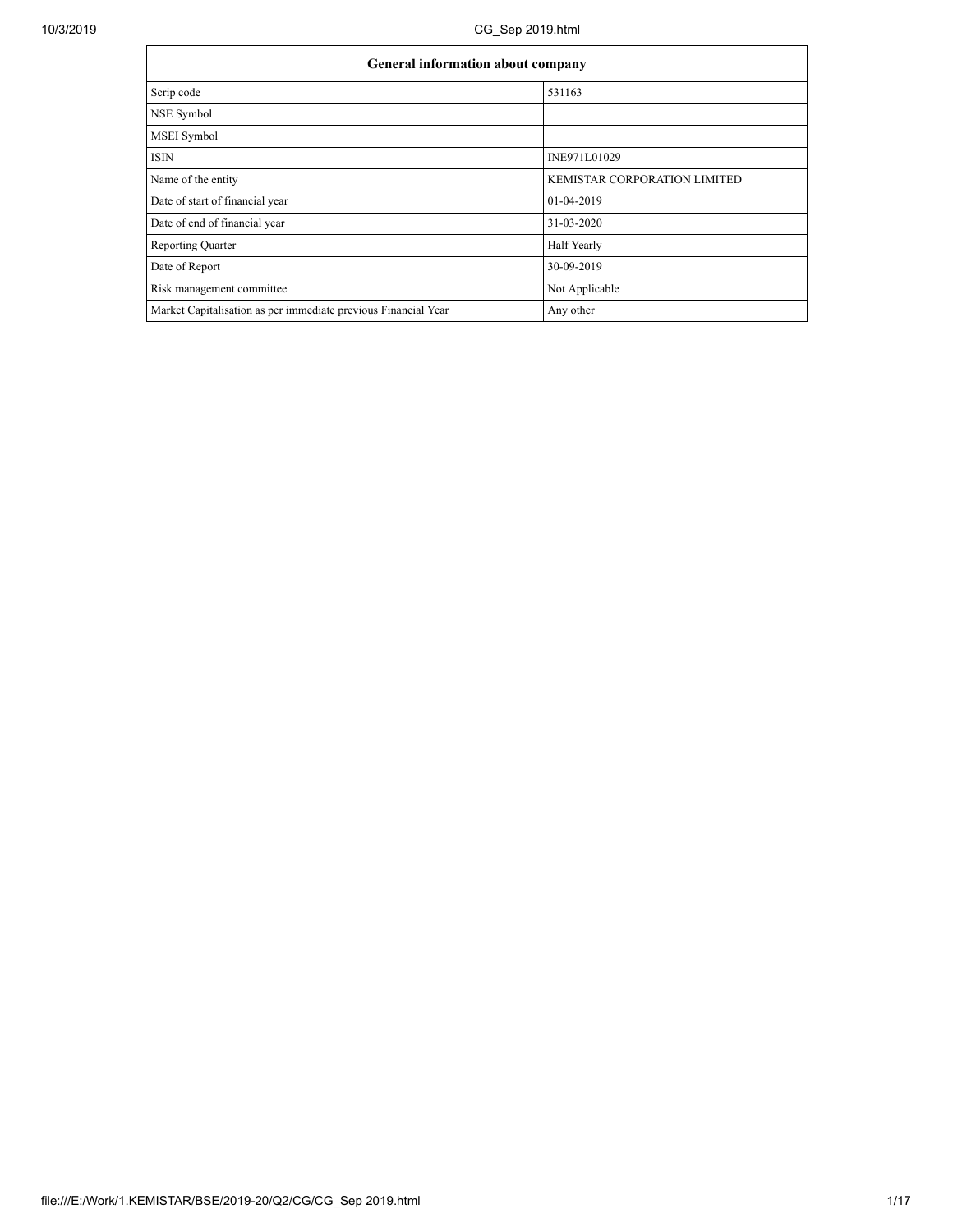| General information about company | |
|---|---|
| Scrip code | 531163 |
| NSE Symbol | |
| MSEI Symbol | |
| ISIN | INE971L01029 |
| Name of the entity | KEMISTAR CORPORATION LIMITED |
| Date of start of financial year | 01-04-2019 |
| Date of end of financial year | 31-03-2020 |
| Reporting Quarter | Half Yearly |
| Date of Report | 30-09-2019 |
| Risk management committee | Not Applicable |
| Market Capitalisation as per immediate previous Financial Year | Any other |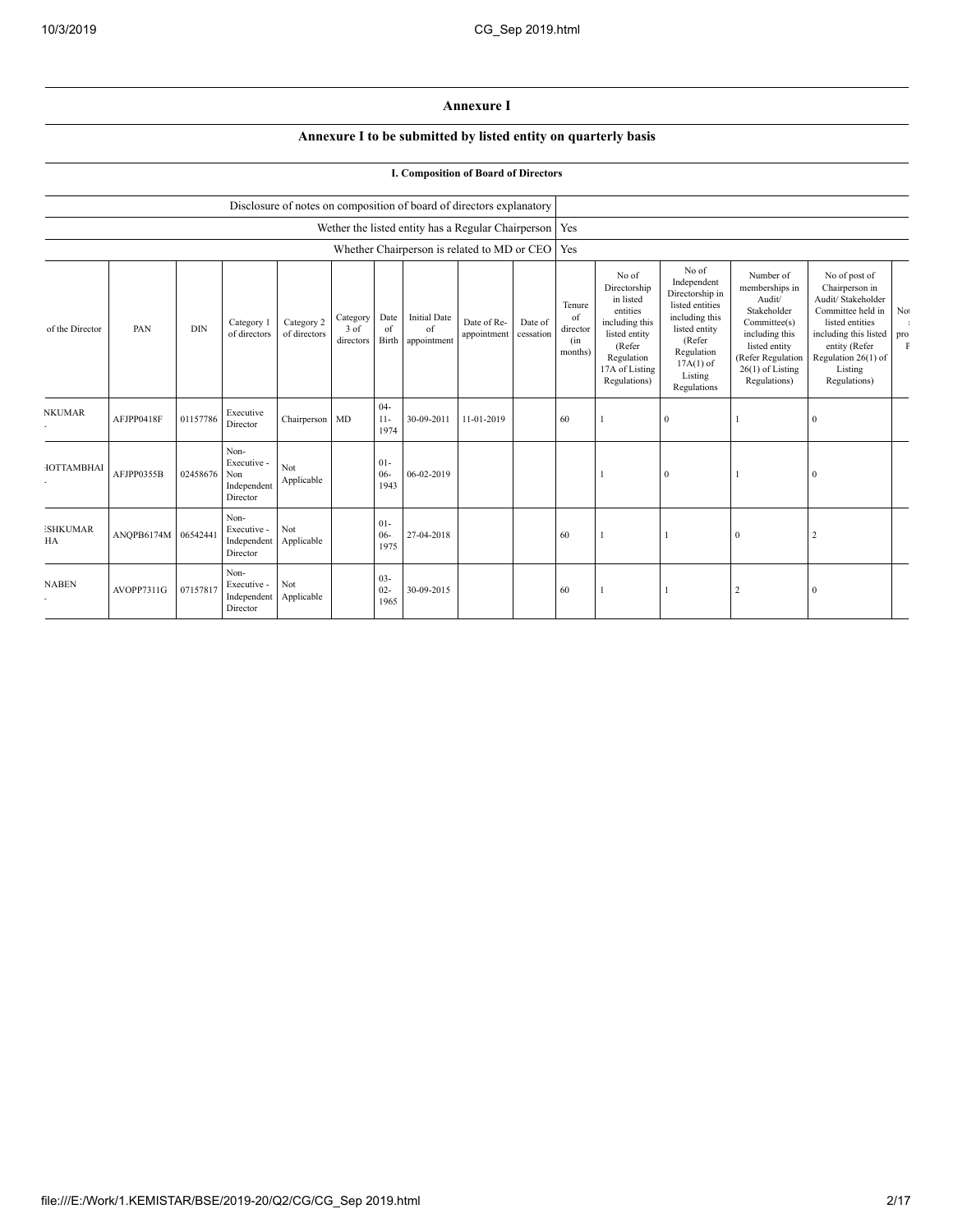# Annexure I

## Annexure I to be submitted by listed entity on quarterly basis

### I. Composition of Board of Directors

| Disclosure of notes on composition of board of directors explanatory | |
|---|---|
| Wether the listed entity has a Regular Chairperson | Yes |
| Whether Chairperson is related to MD or CEO | Yes |

| of the Director | PAN | DIN | Category 1 of directors | Category 2 of directors | Category 3 of directors | Date of Birth | Initial Date of appointment | Date of Re-appointment | Date of cessation | Tenure of director (in months) | No of Directorship in listed entities including this listed entity (Refer Regulation 17A of Listing Regulations) | No of Independent Directorship in listed entities including this listed entity (Refer Regulation 17A(1) of Listing Regulations | Number of memberships in Audit/ Stakeholder Committee(s) including this listed entity (Refer Regulation 26(1) of Listing Regulations) | No of post of Chairperson in Audit/ Stakeholder Committee held in listed entities including this listed entity (Refer Regulation 26(1) of Listing Regulations) | No pro F |
|---|---|---|---|---|---|---|---|---|---|---|---|---|---|---|---|
| NKUMAR . | AFJPP0418F | 01157786 | Executive Director | Chairperson | MD | 04-11-1974 | 30-09-2011 | 11-01-2019 | | 60 | 1 | 0 | 1 | 0 | |
| IOTTAMBHAI . | AFJPP0355B | 02458676 | Non-Executive - Non Independent Director | Not Applicable | | 01-06-1943 | 06-02-2019 | | | | 1 | 0 | 1 | 0 | |
| ESHKUMAR HA | ANQPB6174M | 06542441 | Non-Executive - Independent Director | Not Applicable | | 01-06-1975 | 27-04-2018 | | | 60 | 1 | 1 | 0 | 2 | |
| NABEN . | AVOPP7311G | 07157817 | Non-Executive - Independent Director | Not Applicable | | 03-02-1965 | 30-09-2015 | | | 60 | 1 | 1 | 2 | 0 | |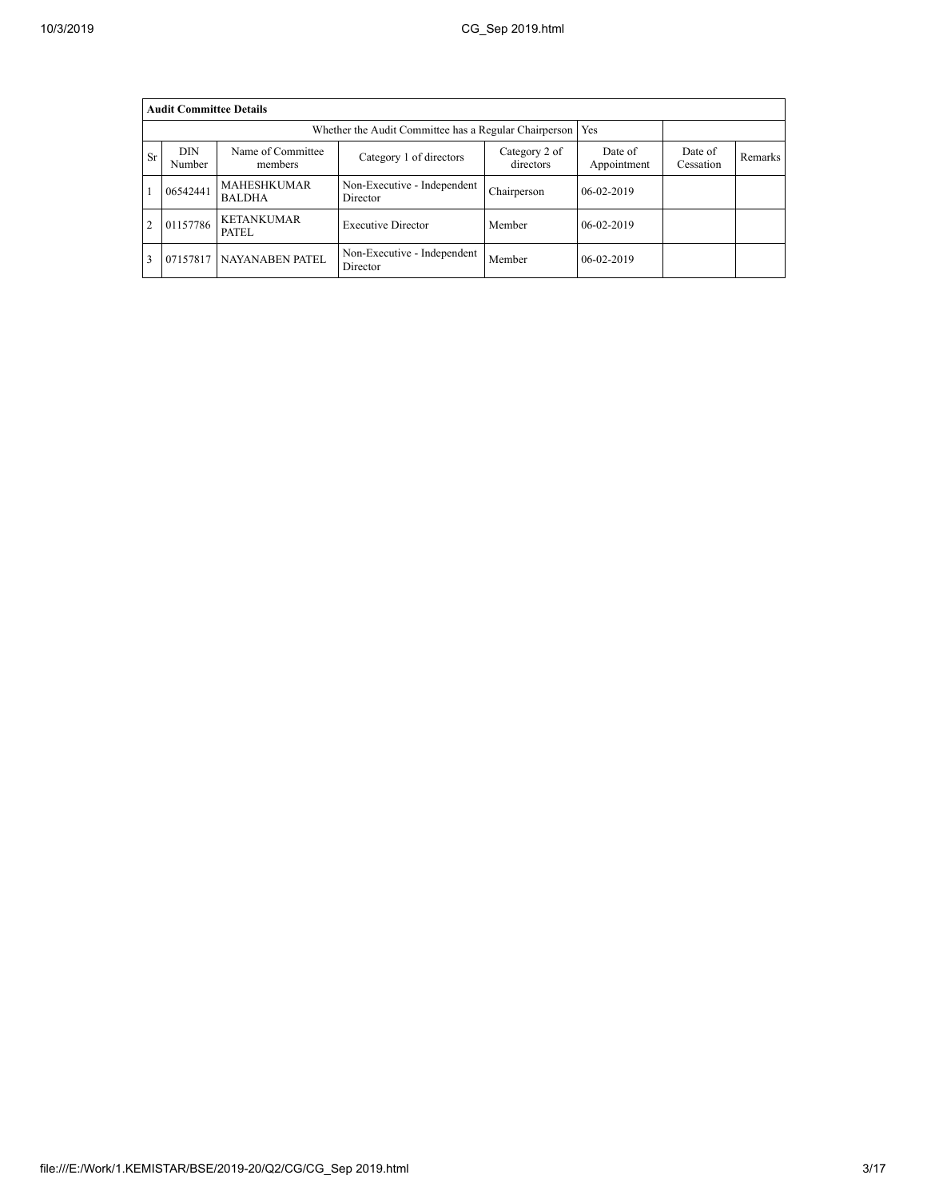| Audit Committee Details | | | | | | | |
|---|---|---|---|---|---|---|---|
| Whether the Audit Committee has a Regular Chairperson | | | | | Yes | | |
| Sr | DIN Number | Name of Committee members | Category 1 of directors | Category 2 of directors | Date of Appointment | Date of Cessation | Remarks |
| 1 | 06542441 | MAHESHKUMAR BALDHA | Non-Executive - Independent Director | Chairperson | 06-02-2019 | | |
| 2 | 01157786 | KETANKUMAR PATEL | Executive Director | Member | 06-02-2019 | | |
| 3 | 07157817 | NAYANABEN PATEL | Non-Executive - Independent Director | Member | 06-02-2019 | | |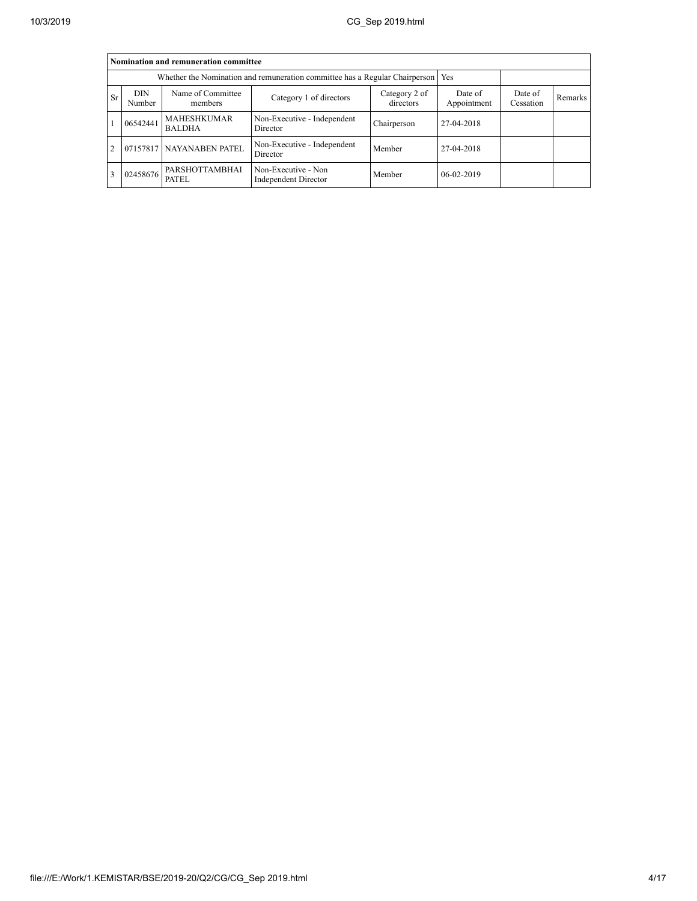| Nomination and remuneration committee | | | | | | | |
|---|---|---|---|---|---|---|---|
| Whether the Nomination and remuneration committee has a Regular Chairperson | | | | | Yes | | |
| Sr | DIN Number | Name of Committee members | Category 1 of directors | Category 2 of directors | Date of Appointment | Date of Cessation | Remarks |
| 1 | 06542441 | MAHESHKUMAR BALDHA | Non-Executive - Independent Director | Chairperson | 27-04-2018 | | |
| 2 | 07157817 | NAYANABEN PATEL | Non-Executive - Independent Director | Member | 27-04-2018 | | |
| 3 | 02458676 | PARSHOTTAMBHAI PATEL | Non-Executive - Non Independent Director | Member | 06-02-2019 | | |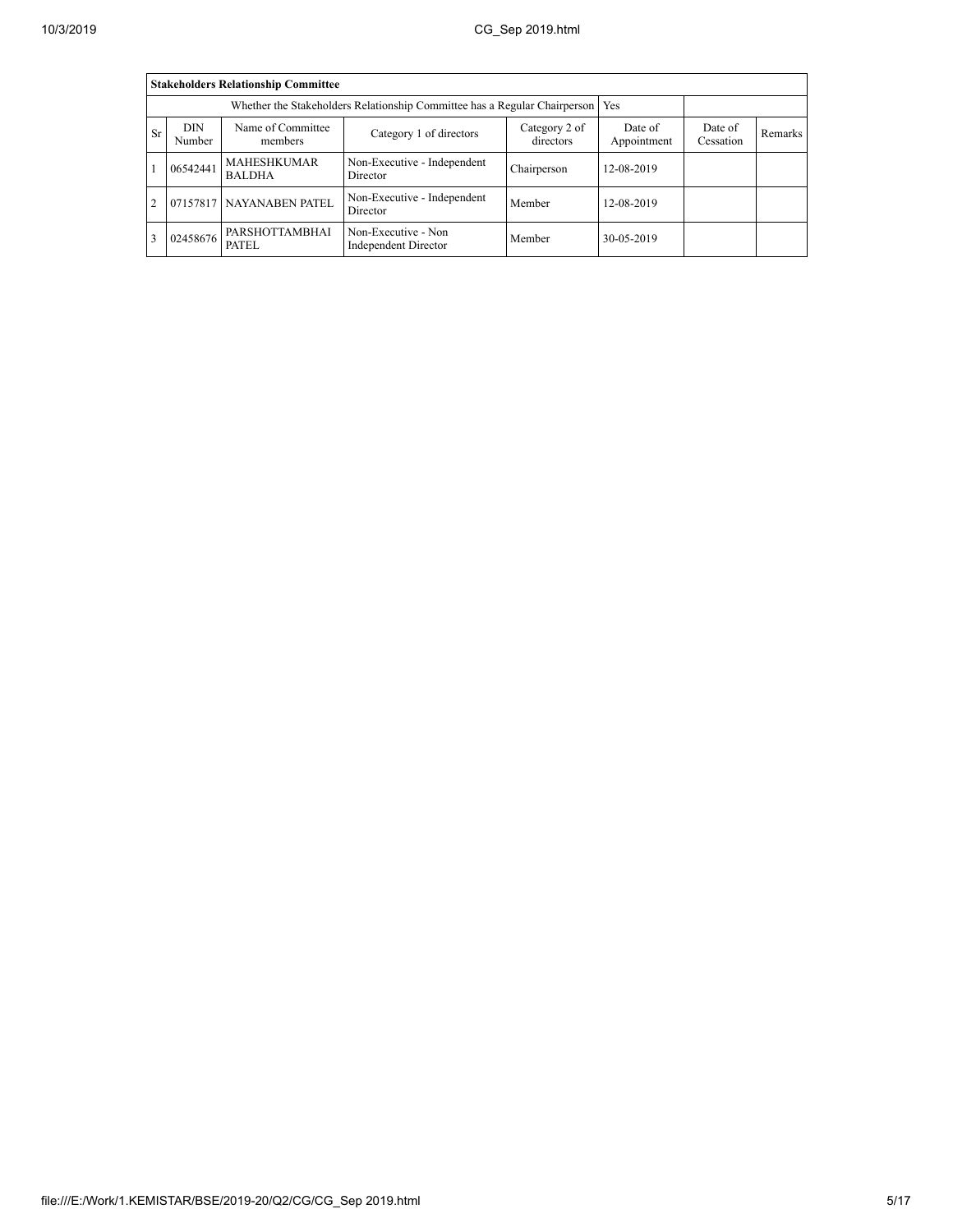| Stakeholders Relationship Committee | | | | | | | |
|---|---|---|---|---|---|---|---|
| Whether the Stakeholders Relationship Committee has a Regular Chairperson | | | | | Yes | | |
| Sr | DIN Number | Name of Committee members | Category 1 of directors | Category 2 of directors | Date of Appointment | Date of Cessation | Remarks |
| 1 | 06542441 | MAHESHKUMAR BALDHA | Non-Executive - Independent Director | Chairperson | 12-08-2019 | | |
| 2 | 07157817 | NAYANABEN PATEL | Non-Executive - Independent Director | Member | 12-08-2019 | | |
| 3 | 02458676 | PARSHOTTAMBHAI PATEL | Non-Executive - Non Independent Director | Member | 30-05-2019 | | |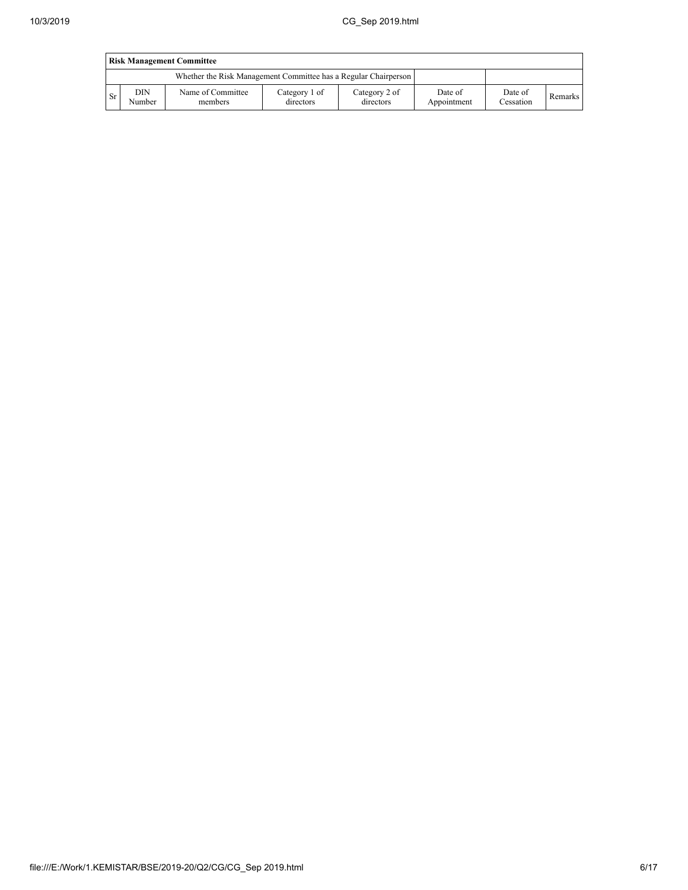| Risk Management Committee | | | | | | | |
|---|---|---|---|---|---|---|---|
| Whether the Risk Management Committee has a Regular Chairperson | | | | | | | |
| Sr | DIN Number | Name of Committee members | Category 1 of directors | Category 2 of directors | Date of Appointment | Date of Cessation | Remarks |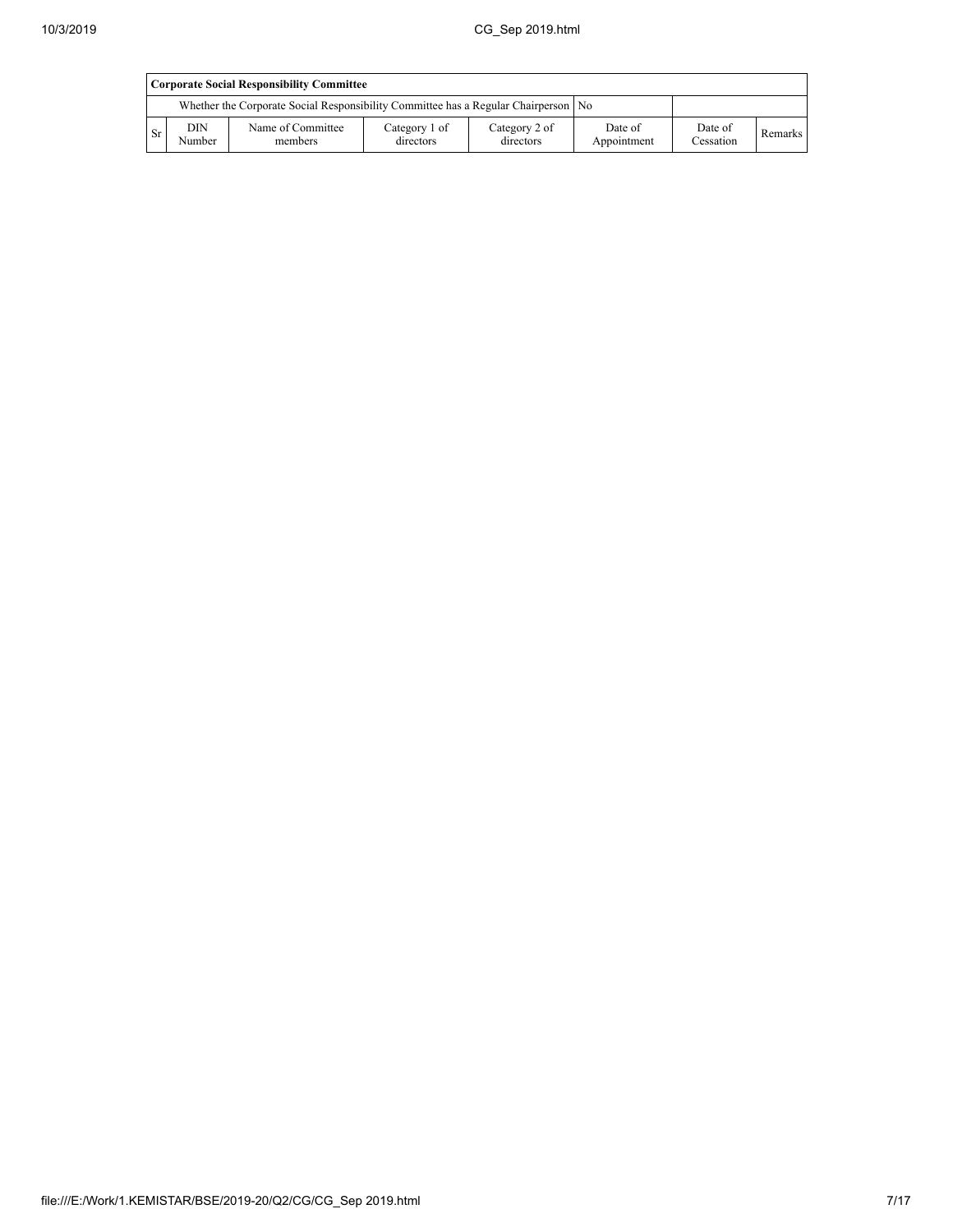| Corporate Social Responsibility Committee | | | | | | | |
|---|---|---|---|---|---|---|---|
| Whether the Corporate Social Responsibility Committee has a Regular Chairperson | | | | | No | | |
| Sr | DIN Number | Name of Committee members | Category 1 of directors | Category 2 of directors | Date of Appointment | Date of Cessation | Remarks |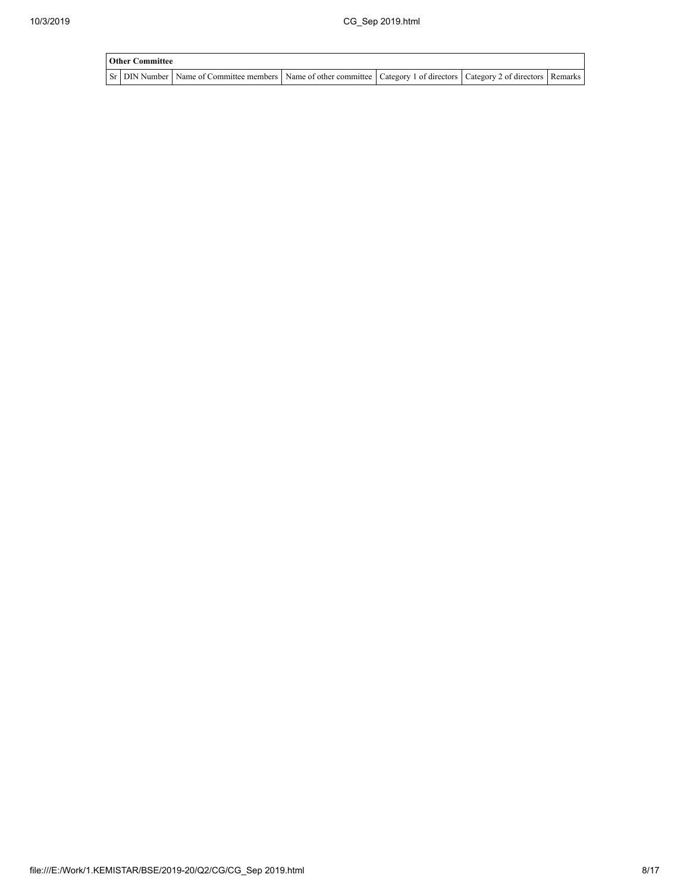| **Other Committee** | | | | | | |
|---|---|---|---|---|---|---|
| Sr | DIN Number | Name of Committee members | Name of other committee | Category 1 of directors | Category 2 of directors | Remarks |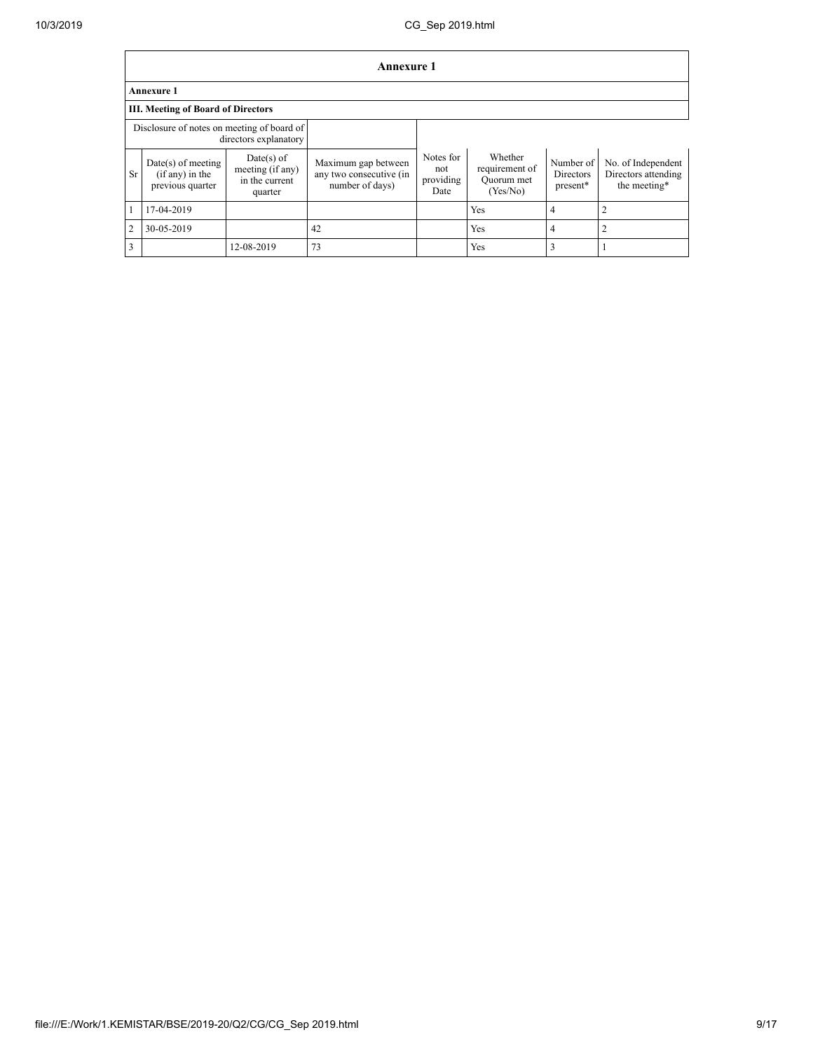## Annexure 1

### Annexure 1

### III. Meeting of Board of Directors

| Disclosure of notes on meeting of board of directors explanatory | | | | | | | |
|---|---|---|---|---|---|---|---|
| Sr | Date(s) of meeting (if any) in the previous quarter | Date(s) of meeting (if any) in the current quarter | Maximum gap between any two consecutive (in number of days) | Notes for not providing Date | Whether requirement of Quorum met (Yes/No) | Number of Directors present* | No. of Independent Directors attending the meeting* |
| 1 | 17-04-2019 | | | | Yes | 4 | 2 |
| 2 | 30-05-2019 | | 42 | | Yes | 4 | 2 |
| 3 | | 12-08-2019 | 73 | | Yes | 3 | 1 |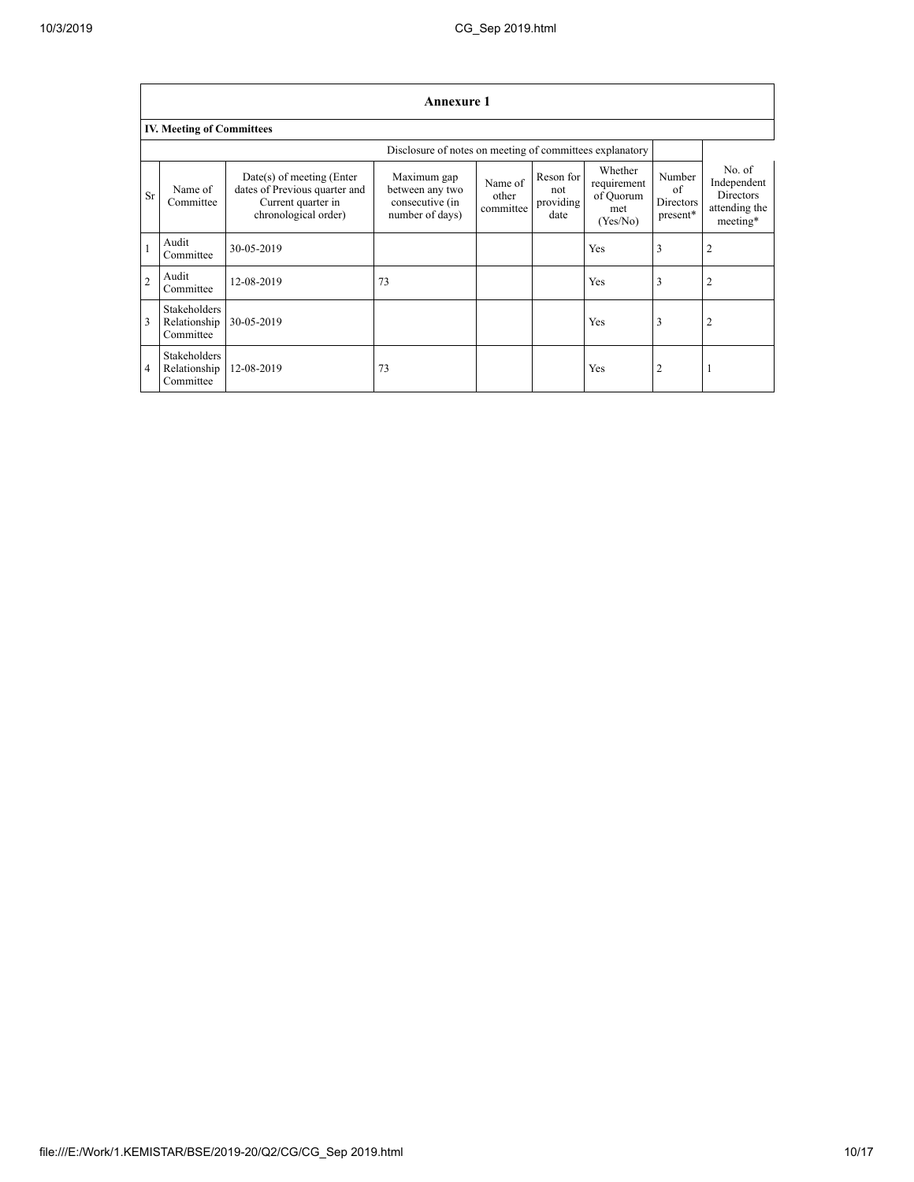## Annexure 1

### IV. Meeting of Committees

Disclosure of notes on meeting of committees explanatory

| Sr | Name of Committee | Date(s) of meeting (Enter dates of Previous quarter and Current quarter in chronological order) | Maximum gap between any two consecutive (in number of days) | Name of other committee | Reson for not providing date | Whether requirement of Quorum met (Yes/No) | Number of Directors present* | No. of Independent Directors attending the meeting* |
|---|---|---|---|---|---|---|---|---|
| 1 | Audit Committee | 30-05-2019 | | | | Yes | 3 | 2 |
| 2 | Audit Committee | 12-08-2019 | 73 | | | Yes | 3 | 2 |
| 3 | Stakeholders Relationship Committee | 30-05-2019 | | | | Yes | 3 | 2 |
| 4 | Stakeholders Relationship Committee | 12-08-2019 | 73 | | | Yes | 2 | 1 |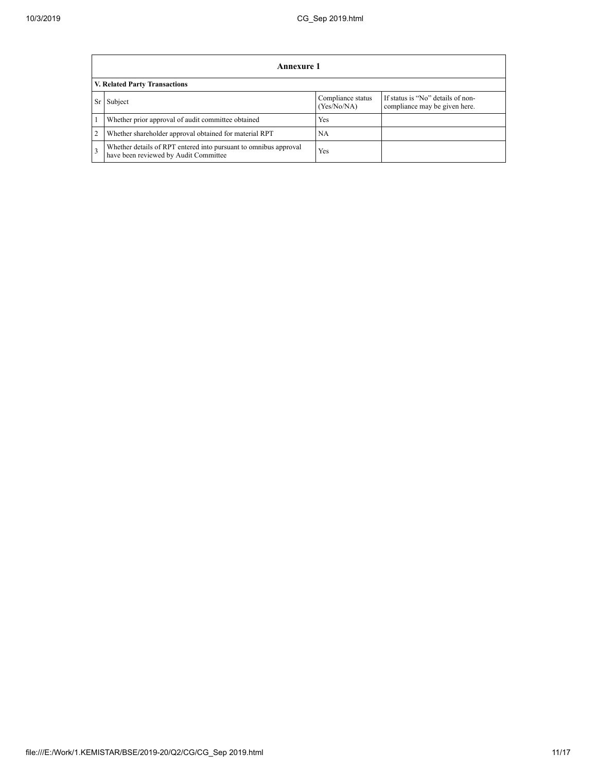## Annexure 1

### V. Related Party Transactions

| Sr | Subject | Compliance status (Yes/No/NA) | If status is "No" details of non-compliance may be given here. |
|---|---|---|---|
| 1 | Whether prior approval of audit committee obtained | Yes | |
| 2 | Whether shareholder approval obtained for material RPT | NA | |
| 3 | Whether details of RPT entered into pursuant to omnibus approval have been reviewed by Audit Committee | Yes | |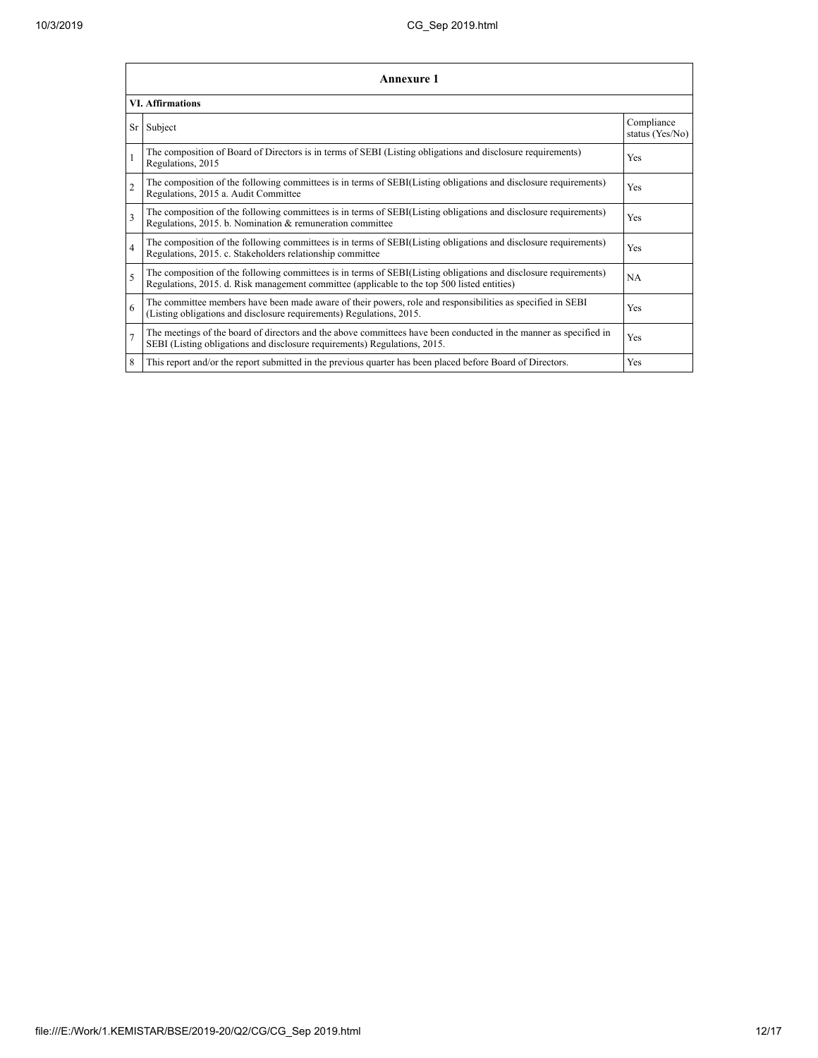## Annexure 1

### VI. Affirmations

| Sr | Subject | Compliance status (Yes/No) |
|---|---|---|
| 1 | The composition of Board of Directors is in terms of SEBI (Listing obligations and disclosure requirements) Regulations, 2015 | Yes |
| 2 | The composition of the following committees is in terms of SEBI(Listing obligations and disclosure requirements) Regulations, 2015 a. Audit Committee | Yes |
| 3 | The composition of the following committees is in terms of SEBI(Listing obligations and disclosure requirements) Regulations, 2015. b. Nomination & remuneration committee | Yes |
| 4 | The composition of the following committees is in terms of SEBI(Listing obligations and disclosure requirements) Regulations, 2015. c. Stakeholders relationship committee | Yes |
| 5 | The composition of the following committees is in terms of SEBI(Listing obligations and disclosure requirements) Regulations, 2015. d. Risk management committee (applicable to the top 500 listed entities) | NA |
| 6 | The committee members have been made aware of their powers, role and responsibilities as specified in SEBI (Listing obligations and disclosure requirements) Regulations, 2015. | Yes |
| 7 | The meetings of the board of directors and the above committees have been conducted in the manner as specified in SEBI (Listing obligations and disclosure requirements) Regulations, 2015. | Yes |
| 8 | This report and/or the report submitted in the previous quarter has been placed before Board of Directors. | Yes |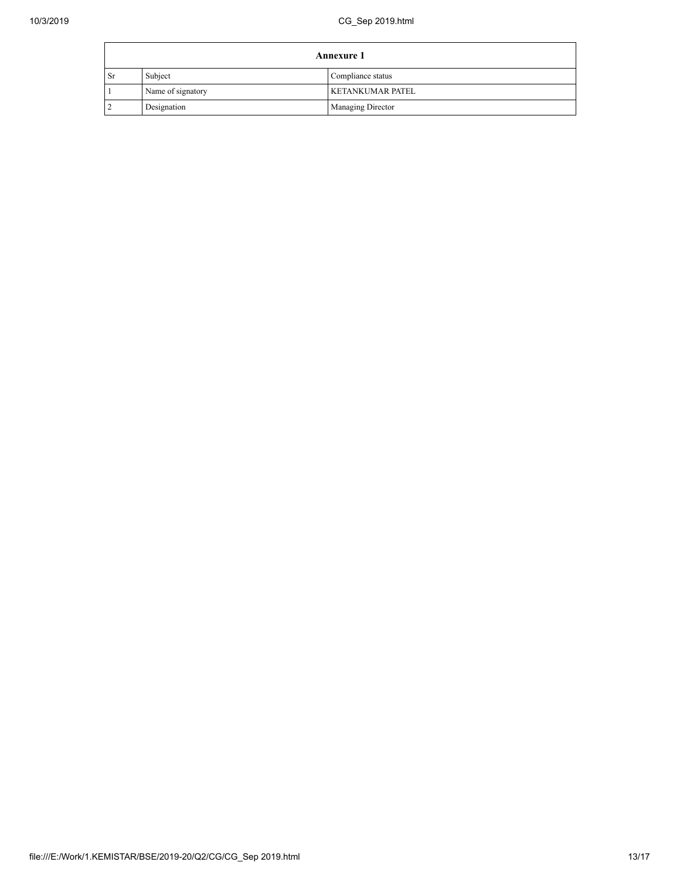| Annexure 1 | | |
|---|---|---|
| Sr | Subject | Compliance status |
| 1 | Name of signatory | KETANKUMAR PATEL |
| 2 | Designation | Managing Director |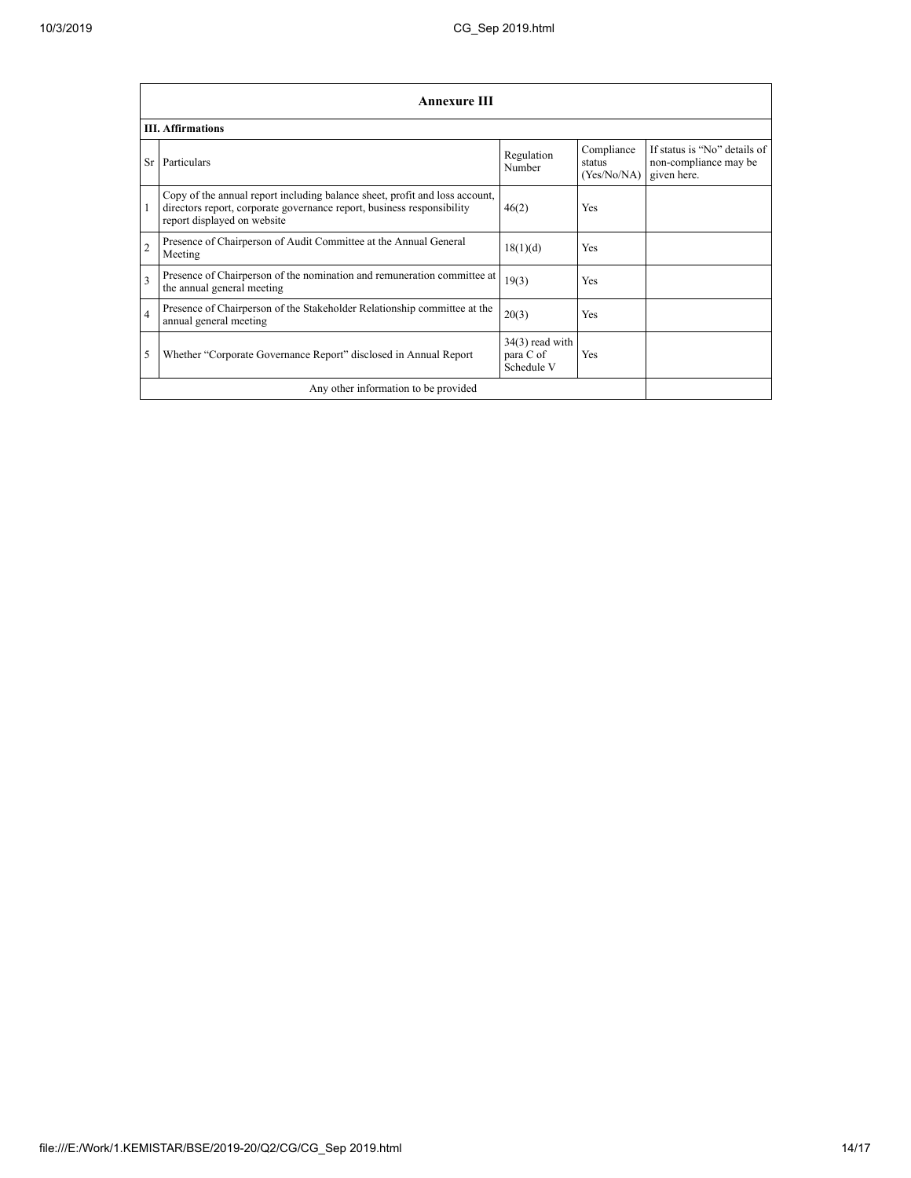| Annexure III | | | | |
|---|---|---|---|---|
| **III. Affirmations** | | | | |
| Sr | Particulars | Regulation Number | Compliance status (Yes/No/NA) | If status is "No" details of non-compliance may be given here. |
| 1 | Copy of the annual report including balance sheet, profit and loss account, directors report, corporate governance report, business responsibility report displayed on website | 46(2) | Yes | |
| 2 | Presence of Chairperson of Audit Committee at the Annual General Meeting | 18(1)(d) | Yes | |
| 3 | Presence of Chairperson of the nomination and remuneration committee at the annual general meeting | 19(3) | Yes | |
| 4 | Presence of Chairperson of the Stakeholder Relationship committee at the annual general meeting | 20(3) | Yes | |
| 5 | Whether "Corporate Governance Report" disclosed in Annual Report | 34(3) read with para C of Schedule V | Yes | |
| Any other information to be provided | | | | |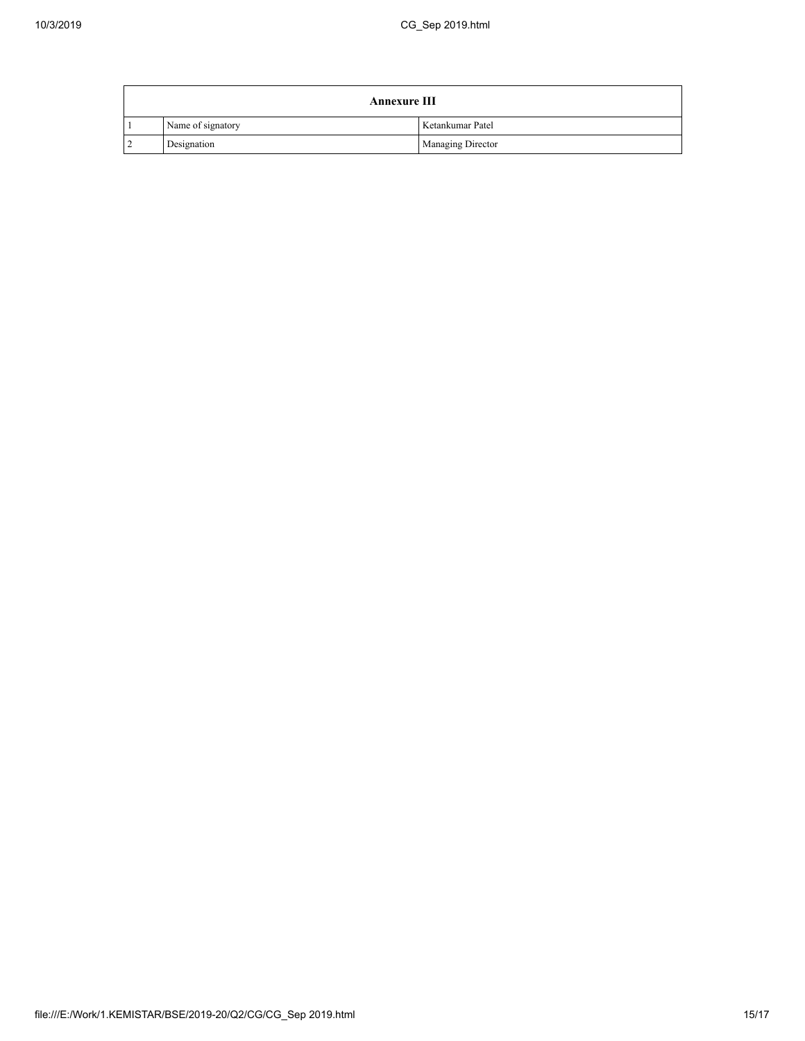| Annexure III | | |
|---|---|---|
| 1 | Name of signatory | Ketankumar Patel |
| 2 | Designation | Managing Director |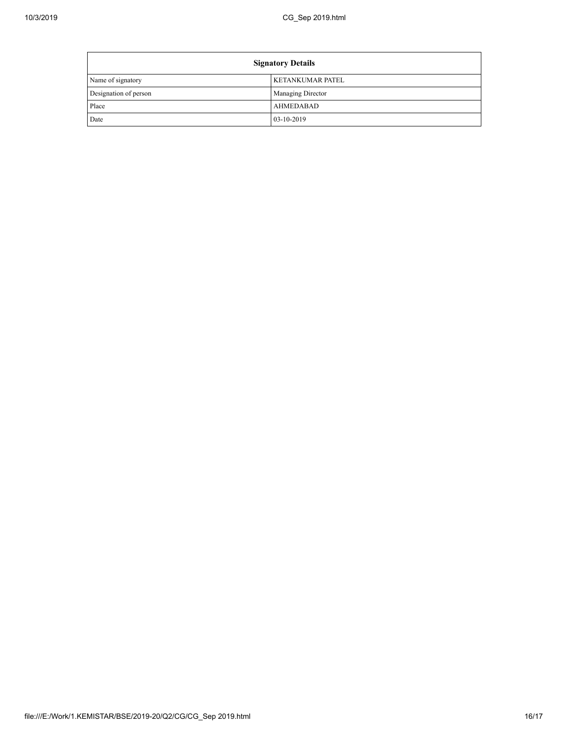| Signatory Details | |
|---|---|
| Name of signatory | KETANKUMAR PATEL |
| Designation of person | Managing Director |
| Place | AHMEDABAD |
| Date | 03-10-2019 |